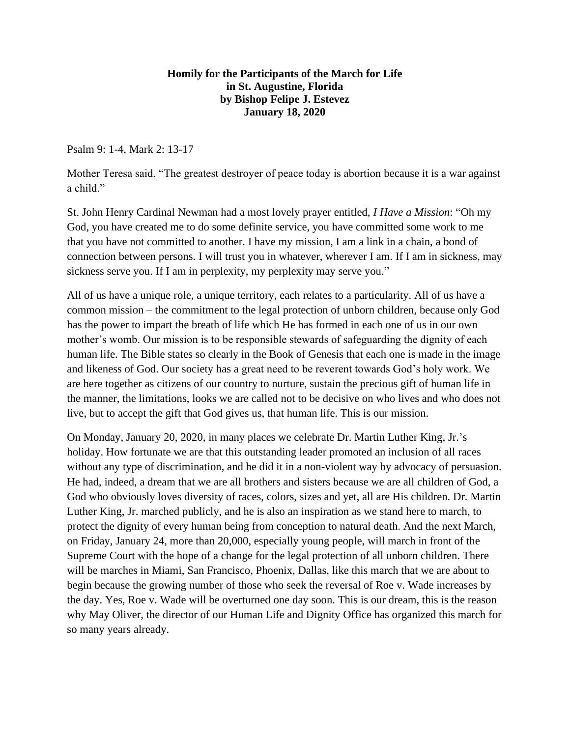**Homily for the Participants of the March for Life**
**in St. Augustine, Florida**
**by Bishop Felipe J. Estevez**
**January 18, 2020**

Psalm 9: 1-4, Mark 2: 13-17

Mother Teresa said, "The greatest destroyer of peace today is abortion because it is a war against a child."

St. John Henry Cardinal Newman had a most lovely prayer entitled, *I Have a Mission*: "Oh my God, you have created me to do some definite service, you have committed some work to me that you have not committed to another. I have my mission, I am a link in a chain, a bond of connection between persons. I will trust you in whatever, wherever I am. If I am in sickness, may sickness serve you. If I am in perplexity, my perplexity may serve you."

All of us have a unique role, a unique territory, each relates to a particularity. All of us have a common mission – the commitment to the legal protection of unborn children, because only God has the power to impart the breath of life which He has formed in each one of us in our own mother's womb. Our mission is to be responsible stewards of safeguarding the dignity of each human life. The Bible states so clearly in the Book of Genesis that each one is made in the image and likeness of God. Our society has a great need to be reverent towards God's holy work. We are here together as citizens of our country to nurture, sustain the precious gift of human life in the manner, the limitations, looks we are called not to be decisive on who lives and who does not live, but to accept the gift that God gives us, that human life. This is our mission.

On Monday, January 20, 2020, in many places we celebrate Dr. Martin Luther King, Jr.'s holiday. How fortunate we are that this outstanding leader promoted an inclusion of all races without any type of discrimination, and he did it in a non-violent way by advocacy of persuasion. He had, indeed, a dream that we are all brothers and sisters because we are all children of God, a God who obviously loves diversity of races, colors, sizes and yet, all are His children. Dr. Martin Luther King, Jr. marched publicly, and he is also an inspiration as we stand here to march, to protect the dignity of every human being from conception to natural death. And the next March, on Friday, January 24, more than 20,000, especially young people, will march in front of the Supreme Court with the hope of a change for the legal protection of all unborn children. There will be marches in Miami, San Francisco, Phoenix, Dallas, like this march that we are about to begin because the growing number of those who seek the reversal of Roe v. Wade increases by the day. Yes, Roe v. Wade will be overturned one day soon. This is our dream, this is the reason why May Oliver, the director of our Human Life and Dignity Office has organized this march for so many years already.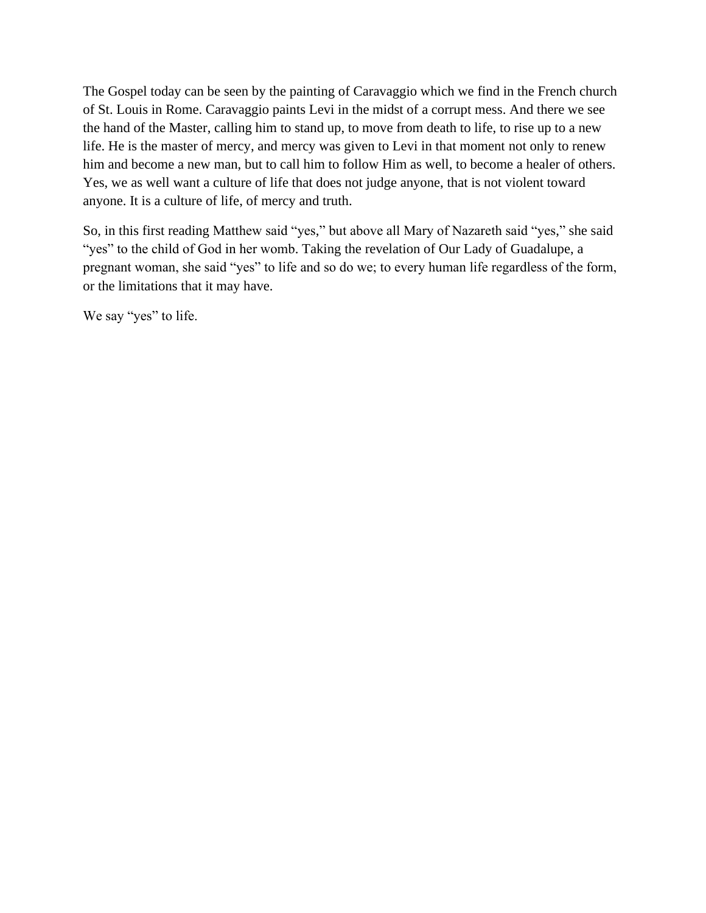The Gospel today can be seen by the painting of Caravaggio which we find in the French church of St. Louis in Rome. Caravaggio paints Levi in the midst of a corrupt mess. And there we see the hand of the Master, calling him to stand up, to move from death to life, to rise up to a new life. He is the master of mercy, and mercy was given to Levi in that moment not only to renew him and become a new man, but to call him to follow Him as well, to become a healer of others. Yes, we as well want a culture of life that does not judge anyone, that is not violent toward anyone. It is a culture of life, of mercy and truth.

So, in this first reading Matthew said "yes," but above all Mary of Nazareth said "yes," she said "yes" to the child of God in her womb. Taking the revelation of Our Lady of Guadalupe, a pregnant woman, she said "yes" to life and so do we; to every human life regardless of the form, or the limitations that it may have.

We say "yes" to life.